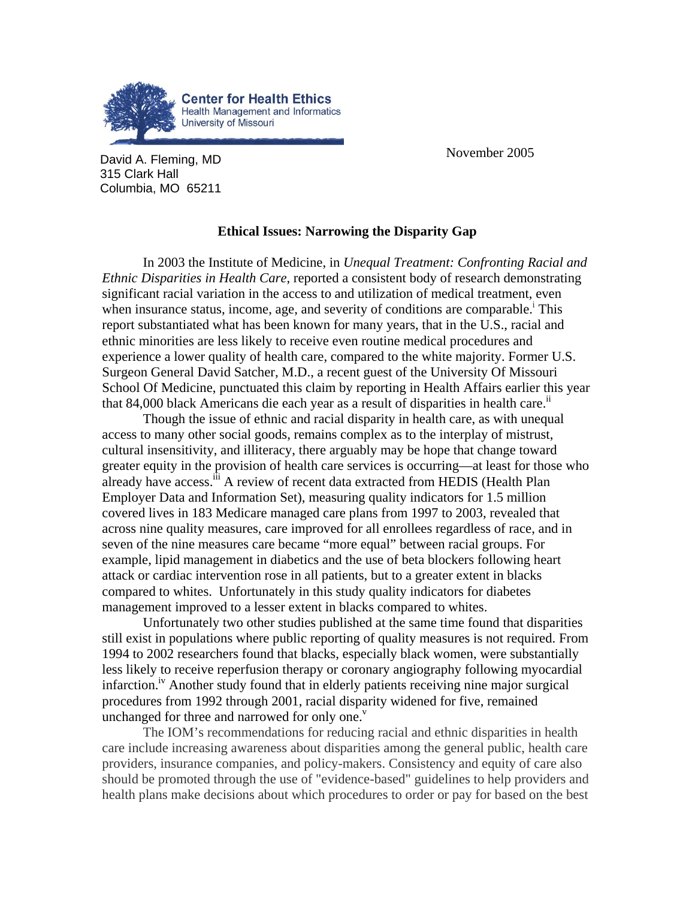**Center for Health Ethics**
Health Management and Informatics
University of Missouri

David A. Fleming, MD
315 Clark Hall
Columbia, MO 65211

November 2005

## Ethical Issues: Narrowing the Disparity Gap

In 2003 the Institute of Medicine, in *Unequal Treatment: Confronting Racial and Ethnic Disparities in Health Care*, reported a consistent body of research demonstrating significant racial variation in the access to and utilization of medical treatment, even when insurance status, income, age, and severity of conditions are comparable.[i] This report substantiated what has been known for many years, that in the U.S., racial and ethnic minorities are less likely to receive even routine medical procedures and experience a lower quality of health care, compared to the white majority. Former U.S. Surgeon General David Satcher, M.D., a recent guest of the University Of Missouri School Of Medicine, punctuated this claim by reporting in Health Affairs earlier this year that 84,000 black Americans die each year as a result of disparities in health care.[ii]

Though the issue of ethnic and racial disparity in health care, as with unequal access to many other social goods, remains complex as to the interplay of mistrust, cultural insensitivity, and illiteracy, there arguably may be hope that change toward greater equity in the provision of health care services is occurring—at least for those who already have access.[iii] A review of recent data extracted from HEDIS (Health Plan Employer Data and Information Set), measuring quality indicators for 1.5 million covered lives in 183 Medicare managed care plans from 1997 to 2003, revealed that across nine quality measures, care improved for all enrollees regardless of race, and in seven of the nine measures care became "more equal" between racial groups. For example, lipid management in diabetics and the use of beta blockers following heart attack or cardiac intervention rose in all patients, but to a greater extent in blacks compared to whites. Unfortunately in this study quality indicators for diabetes management improved to a lesser extent in blacks compared to whites.

Unfortunately two other studies published at the same time found that disparities still exist in populations where public reporting of quality measures is not required. From 1994 to 2002 researchers found that blacks, especially black women, were substantially less likely to receive reperfusion therapy or coronary angiography following myocardial infarction.[iv] Another study found that in elderly patients receiving nine major surgical procedures from 1992 through 2001, racial disparity widened for five, remained unchanged for three and narrowed for only one.[v]

The IOM's recommendations for reducing racial and ethnic disparities in health care include increasing awareness about disparities among the general public, health care providers, insurance companies, and policy-makers. Consistency and equity of care also should be promoted through the use of "evidence-based" guidelines to help providers and health plans make decisions about which procedures to order or pay for based on the best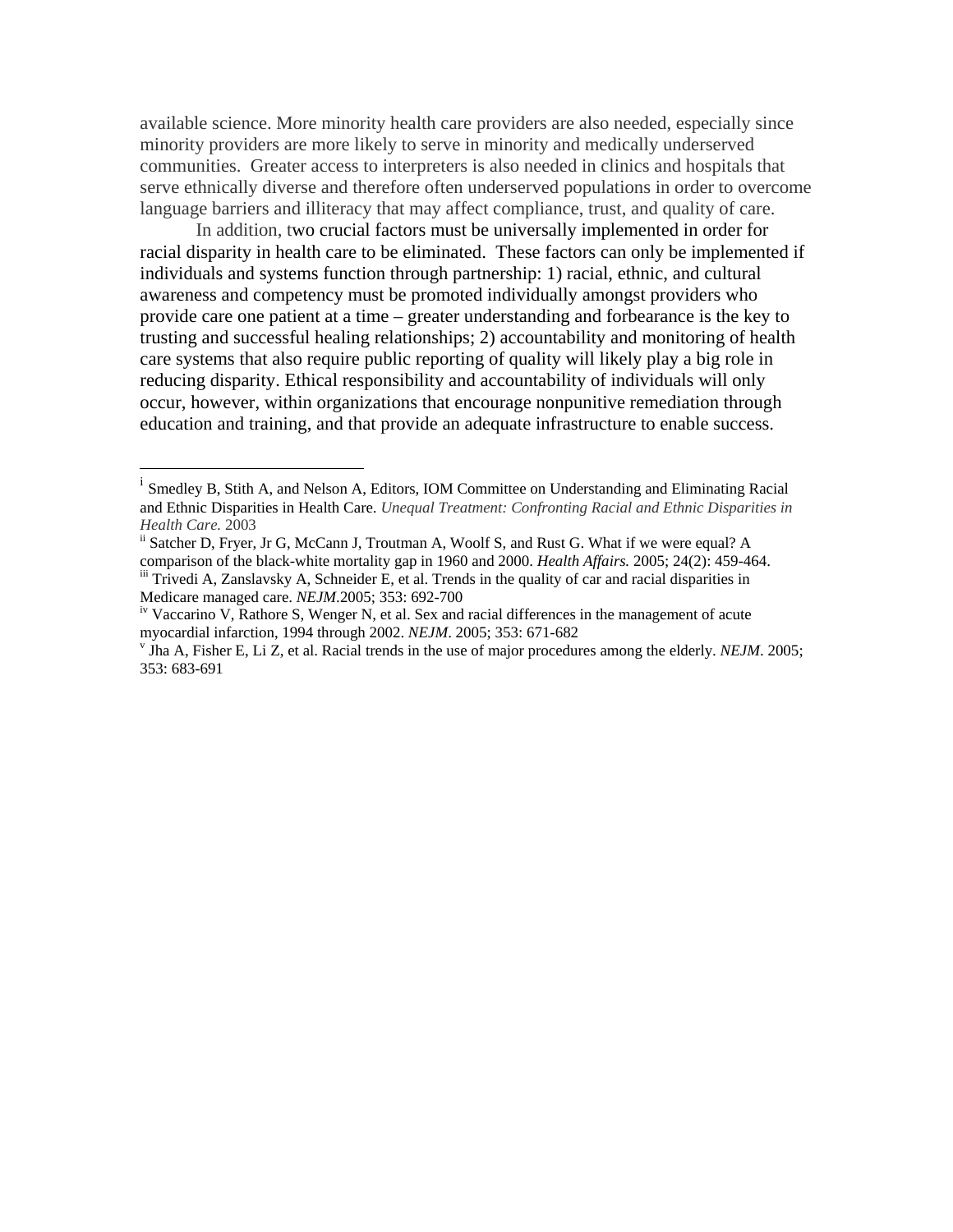available science. More minority health care providers are also needed, especially since minority providers are more likely to serve in minority and medically underserved communities. Greater access to interpreters is also needed in clinics and hospitals that serve ethnically diverse and therefore often underserved populations in order to overcome language barriers and illiteracy that may affect compliance, trust, and quality of care.

In addition, two crucial factors must be universally implemented in order for racial disparity in health care to be eliminated. These factors can only be implemented if individuals and systems function through partnership: 1) racial, ethnic, and cultural awareness and competency must be promoted individually amongst providers who provide care one patient at a time – greater understanding and forbearance is the key to trusting and successful healing relationships; 2) accountability and monitoring of health care systems that also require public reporting of quality will likely play a big role in reducing disparity. Ethical responsibility and accountability of individuals will only occur, however, within organizations that encourage nonpunitive remediation through education and training, and that provide an adequate infrastructure to enable success.

---

[i] Smedley B, Stith A, and Nelson A, Editors, IOM Committee on Understanding and Eliminating Racial and Ethnic Disparities in Health Care. *Unequal Treatment: Confronting Racial and Ethnic Disparities in Health Care.* 2003

[ii] Satcher D, Fryer, Jr G, McCann J, Troutman A, Woolf S, and Rust G. What if we were equal? A comparison of the black-white mortality gap in 1960 and 2000. *Health Affairs.* 2005; 24(2): 459-464.

[iii] Trivedi A, Zanslavsky A, Schneider E, et al. Trends in the quality of car and racial disparities in Medicare managed care. *NEJM*.2005; 353: 692-700

[iv] Vaccarino V, Rathore S, Wenger N, et al. Sex and racial differences in the management of acute myocardial infarction, 1994 through 2002. *NEJM*. 2005; 353: 671-682

[v] Jha A, Fisher E, Li Z, et al. Racial trends in the use of major procedures among the elderly. *NEJM*. 2005; 353: 683-691